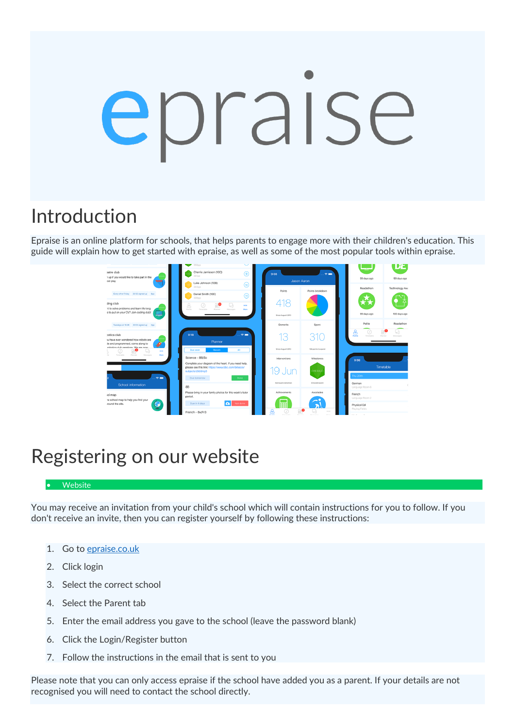# epraise

## Introduction

Epraise is an online platform for schools, that helps parents to engage more with their children's education. This guide will explain how to get started with epraise, as well as some of the most popular tools within epraise.

## Registering on our website

- Website

You may receive an invitation from your child's school which will contain instructions for you to follow. If you don't receive an invite, then you can register yourself by following these instructions:

1. Go to [epraise.co.uk](epraise.co.uk)
2. Click login
3. Select the correct school
4. Select the Parent tab
5. Enter the email address you gave to the school (leave the password blank)
6. Click the Login/Register button
7. Follow the instructions in the email that is sent to you

Please note that you can only access epraise if the school have added you as a parent. If your details are not recognised you will need to contact the school directly.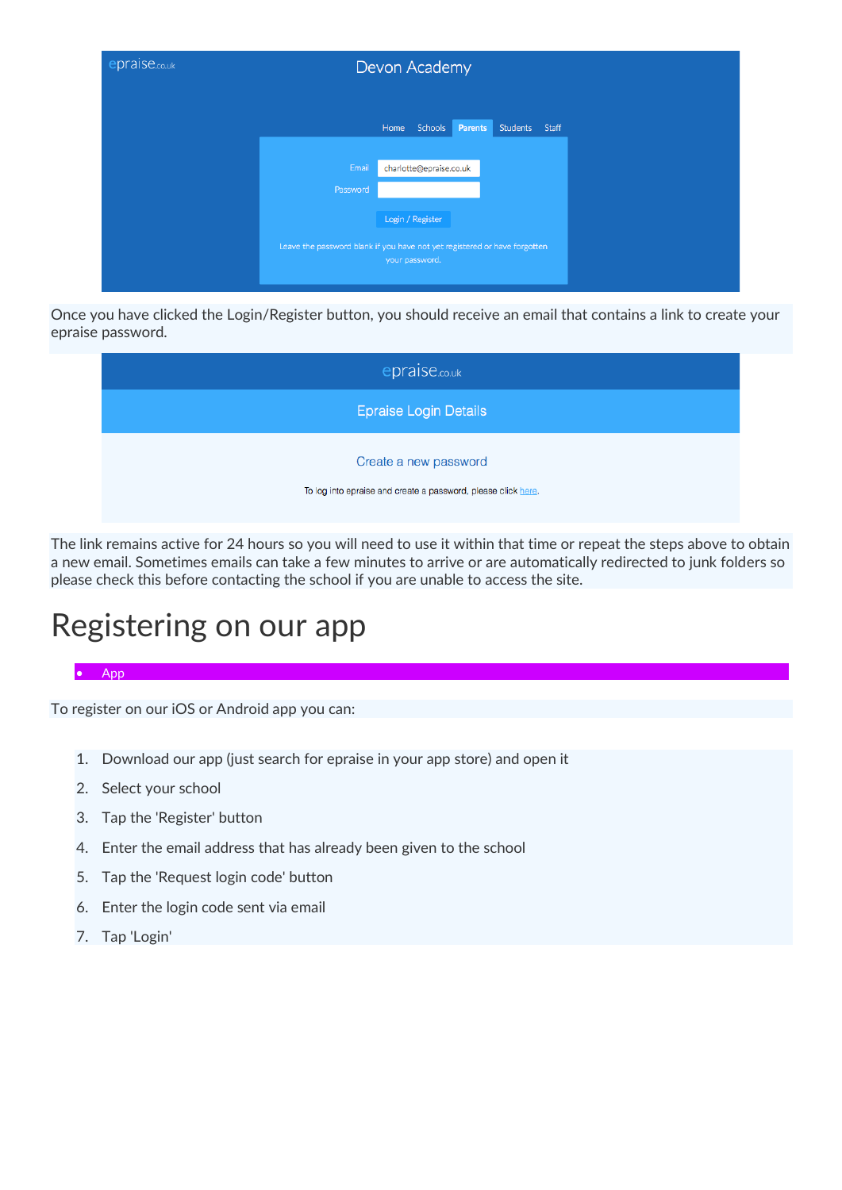Once you have clicked the Login/Register button, you should receive an email that contains a link to create your epraise password.

The link remains active for 24 hours so you will need to use it within that time or repeat the steps above to obtain a new email. Sometimes emails can take a few minutes to arrive or are automatically redirected to junk folders so please check this before contacting the school if you are unable to access the site.

# Registering on our app

- App

To register on our iOS or Android app you can:

1. Download our app (just search for epraise in your app store) and open it
2. Select your school
3. Tap the 'Register' button
4. Enter the email address that has already been given to the school
5. Tap the 'Request login code' button
6. Enter the login code sent via email
7. Tap 'Login'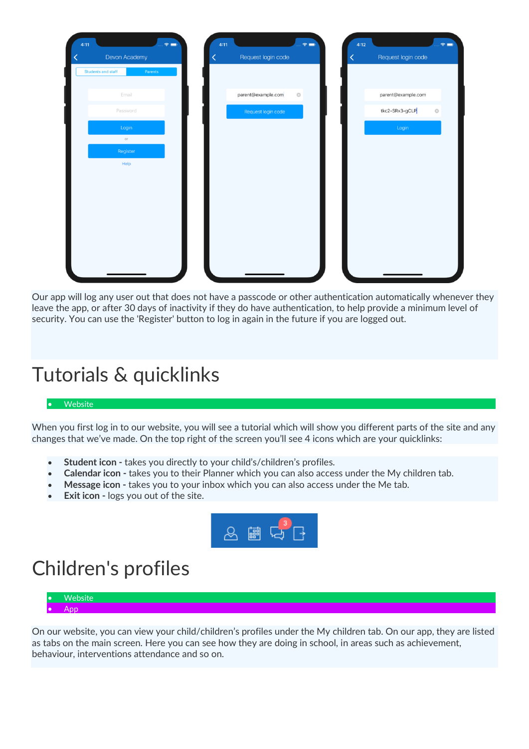Our app will log any user out that does not have a passcode or other authentication automatically whenever they leave the app, or after 30 days of inactivity if they do have authentication, to help provide a minimum level of security. You can use the 'Register' button to log in again in the future if you are logged out.

# Tutorials & quicklinks

- Website

When you first log in to our website, you will see a tutorial which will show you different parts of the site and any changes that we've made. On the top right of the screen you'll see 4 icons which are your quicklinks:

- **Student icon -** takes you directly to your child's/children's profiles.
- **Calendar icon -** takes you to their Planner which you can also access under the My children tab.
- **Message icon -** takes you to your inbox which you can also access under the Me tab.
- **Exit icon -** logs you out of the site.

# Children's profiles

- Website
- App

On our website, you can view your child/children's profiles under the My children tab. On our app, they are listed as tabs on the main screen. Here you can see how they are doing in school, in areas such as achievement, behaviour, interventions attendance and so on.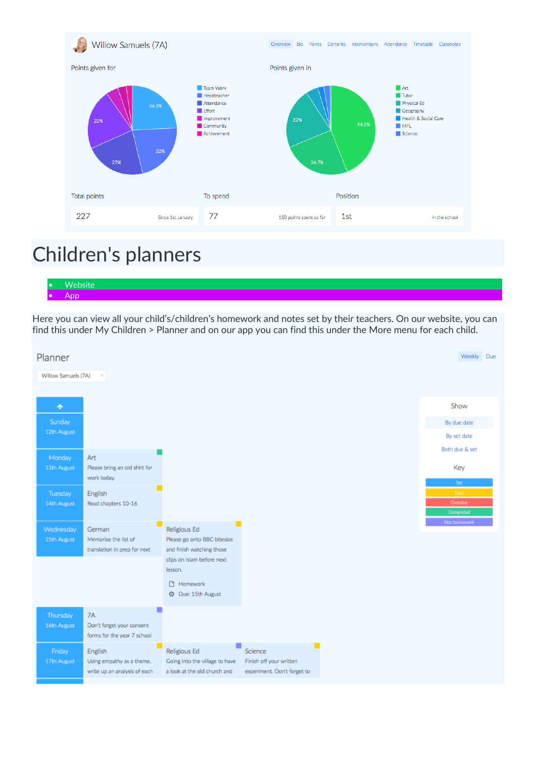Willow Samuels (7A)

Overview Bio Points Demerits Interventions Attendance Timetable Classnotes

Points given for

24.2%
22%
22%
22%

Team Work
Headteacher
Attendance
Effort
Improvement
Community
Achievement

Points given in

22%
44.1%
24.7%

Art
Tutor
Physical Ed
Geography
Health & Social Care
MFL
Science

Total points
227
Since 1st January

To spend
77
150 points spent so far

Position
1st
In the school

# Children's planners

- Website
- App

Here you can view all your child's/children's homework and notes set by their teachers. On our website, you can find this under My Children > Planner and on our app you can find this under the More menu for each child.

Planner

Weekly Due

Willow Samuels (7A)

Sunday
12th August

Monday
13th August
Art
Please bring an old shirt for work today.

Tuesday
14th August
English
Read chapters 10-16

Wednesday
15th August
German
Memorise the list of translation in prep for next

Religious Ed
Please go onto BBC bitesize and finish watching those clips on Islam before next lesson.
Homework
Due: 15th August

Thursday
16th August
7A
Don't forget your consent forms for the year 7 school

Friday
17th August
English
Using empathy as a theme, write up an analysis of each

Religious Ed
Going into the village to have a look at the old church and

Science
Finish off your written experiment. Don't forget to

Show
By due date
By set date
Both due & set

Key
Set
Due
Overdue
Completed
Not homework